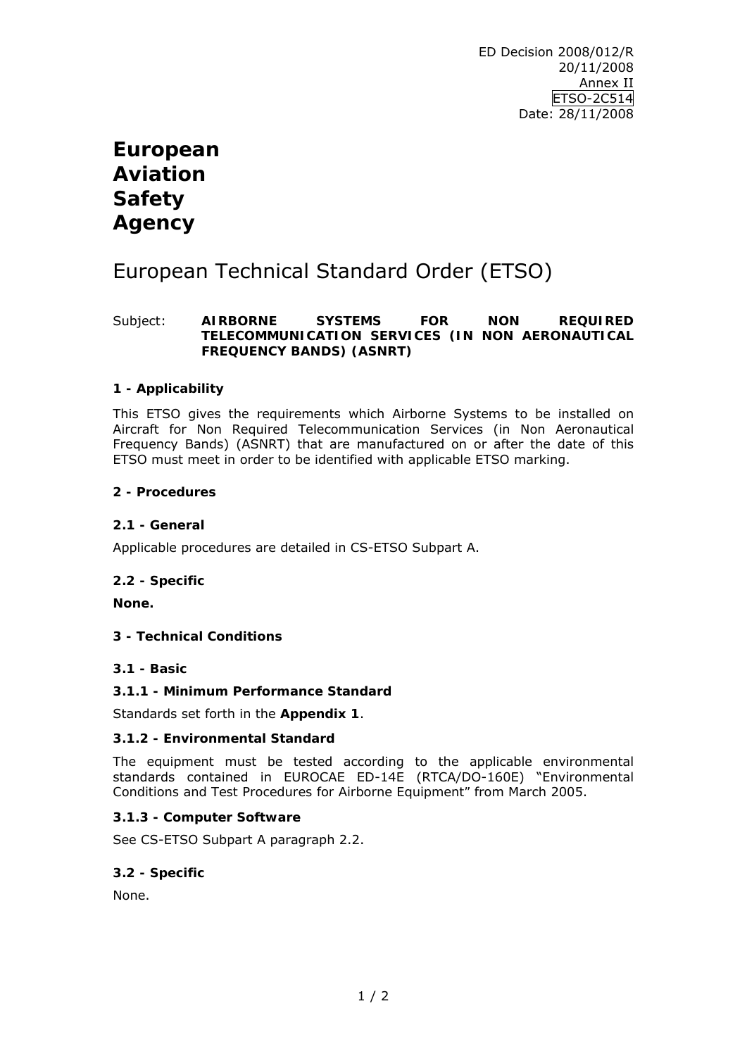ED Decision 2008/012/R
20/11/2008
Annex II
ETSO-2C514
Date: 28/11/2008

# European Aviation Safety Agency

# European Technical Standard Order (ETSO)

Subject: **AIRBORNE SYSTEMS FOR NON REQUIRED TELECOMMUNICATION SERVICES (IN NON AERONAUTICAL FREQUENCY BANDS) (ASNRT)**

## 1 - Applicability

This ETSO gives the requirements which Airborne Systems to be installed on Aircraft for Non Required Telecommunication Services (in Non Aeronautical Frequency Bands) (ASNRT) that are manufactured on or after the date of this ETSO must meet in order to be identified with applicable ETSO marking.

## 2 - Procedures

### 2.1 - General

Applicable procedures are detailed in CS-ETSO Subpart A.

### 2.2 - Specific

**None.**

## 3 - Technical Conditions

### 3.1 - Basic

#### 3.1.1 - Minimum Performance Standard

Standards set forth in the **Appendix 1**.

#### 3.1.2 - Environmental Standard

The equipment must be tested according to the applicable environmental standards contained in EUROCAE ED-14E (RTCA/DO-160E) "Environmental Conditions and Test Procedures for Airborne Equipment" from March 2005.

#### 3.1.3 - Computer Software

See CS-ETSO Subpart A paragraph 2.2.

### 3.2 - Specific

None.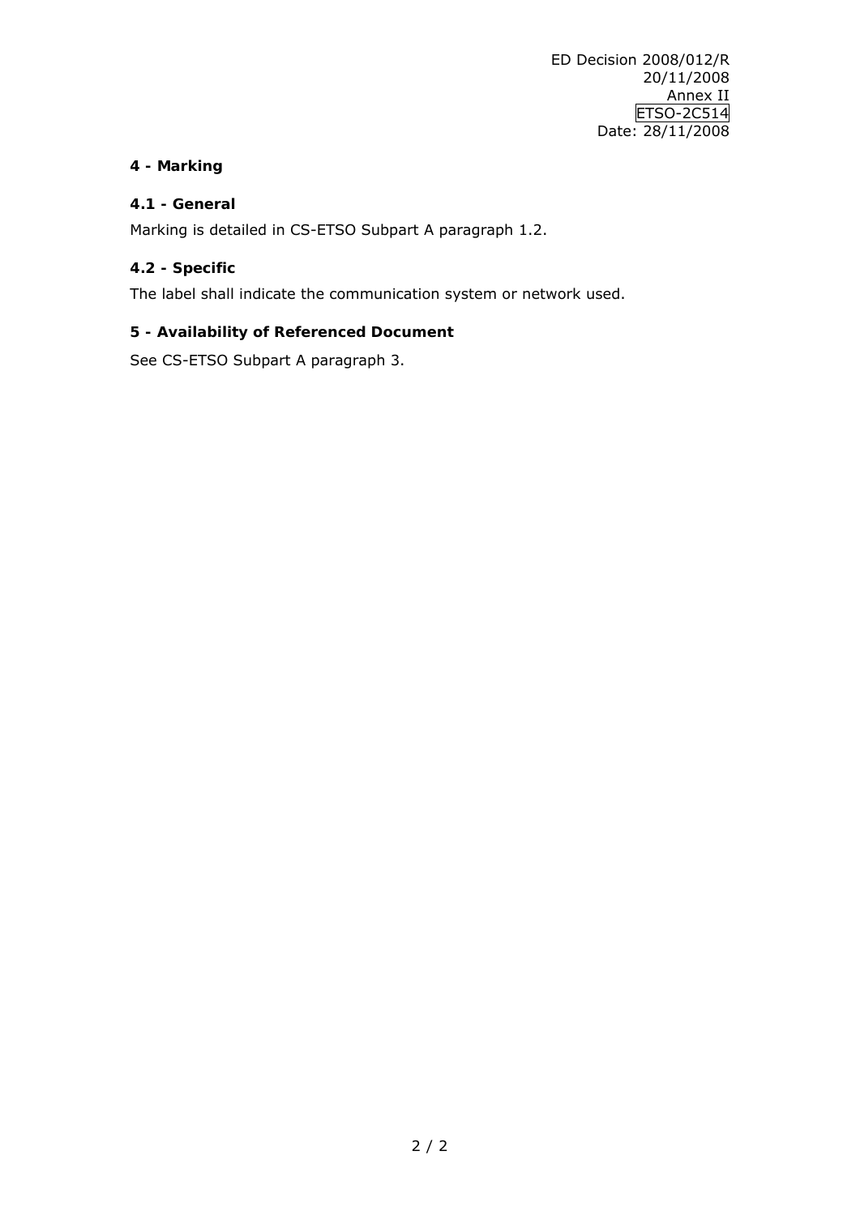**4 - Marking**

**4.1 - General**

Marking is detailed in CS-ETSO Subpart A paragraph 1.2.

**4.2 - Specific**

The label shall indicate the communication system or network used.

**5 - Availability of Referenced Document**

See CS-ETSO Subpart A paragraph 3.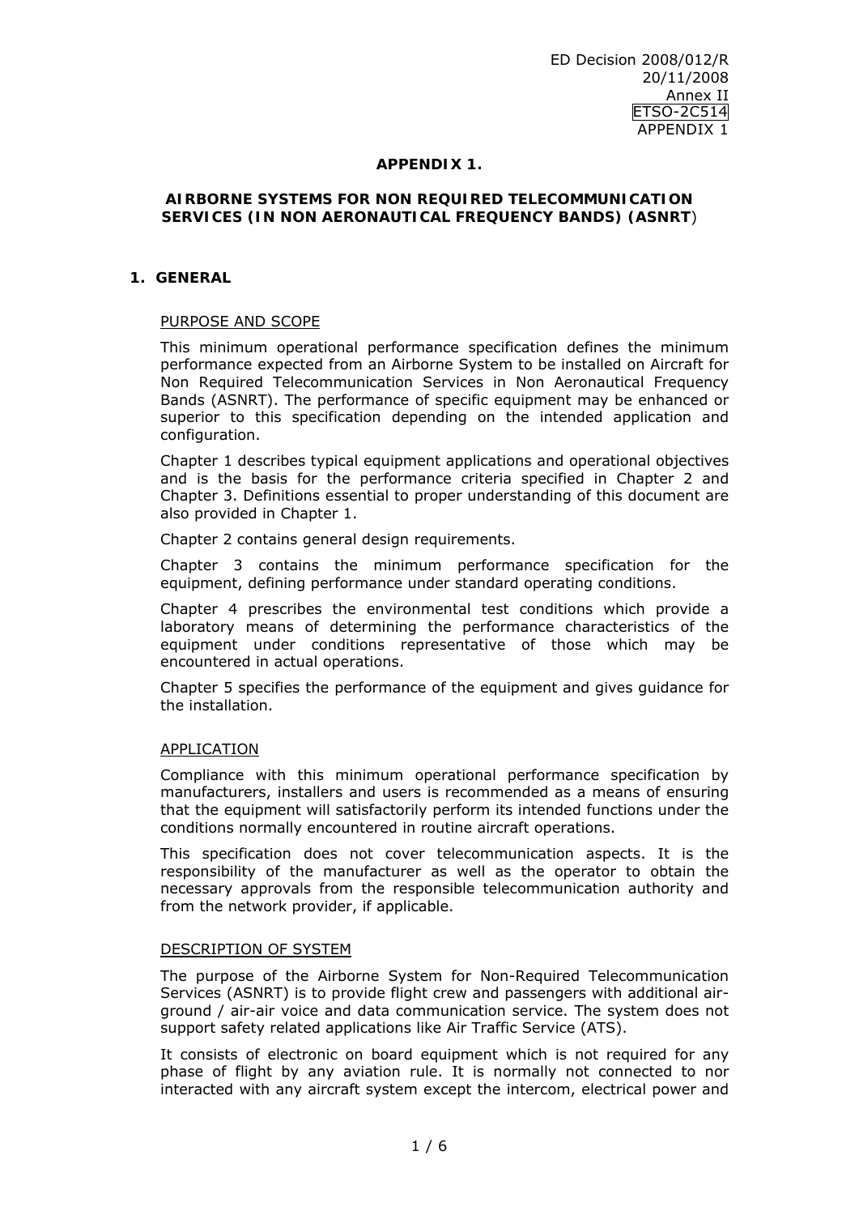# APPENDIX 1.

## AIRBORNE SYSTEMS FOR NON REQUIRED TELECOMMUNICATION SERVICES (IN NON AERONAUTICAL FREQUENCY BANDS) (ASNRT)

## 1. GENERAL

### PURPOSE AND SCOPE

This minimum operational performance specification defines the minimum performance expected from an Airborne System to be installed on Aircraft for Non Required Telecommunication Services in Non Aeronautical Frequency Bands (ASNRT). The performance of specific equipment may be enhanced or superior to this specification depending on the intended application and configuration.

Chapter 1 describes typical equipment applications and operational objectives and is the basis for the performance criteria specified in Chapter 2 and Chapter 3. Definitions essential to proper understanding of this document are also provided in Chapter 1.

Chapter 2 contains general design requirements.

Chapter 3 contains the minimum performance specification for the equipment, defining performance under standard operating conditions.

Chapter 4 prescribes the environmental test conditions which provide a laboratory means of determining the performance characteristics of the equipment under conditions representative of those which may be encountered in actual operations.

Chapter 5 specifies the performance of the equipment and gives guidance for the installation.

### APPLICATION

Compliance with this minimum operational performance specification by manufacturers, installers and users is recommended as a means of ensuring that the equipment will satisfactorily perform its intended functions under the conditions normally encountered in routine aircraft operations.

This specification does not cover telecommunication aspects. It is the responsibility of the manufacturer as well as the operator to obtain the necessary approvals from the responsible telecommunication authority and from the network provider, if applicable.

### DESCRIPTION OF SYSTEM

The purpose of the Airborne System for Non-Required Telecommunication Services (ASNRT) is to provide flight crew and passengers with additional air-ground / air-air voice and data communication service. The system does not support safety related applications like Air Traffic Service (ATS).

It consists of electronic on board equipment which is not required for any phase of flight by any aviation rule. It is normally not connected to nor interacted with any aircraft system except the intercom, electrical power and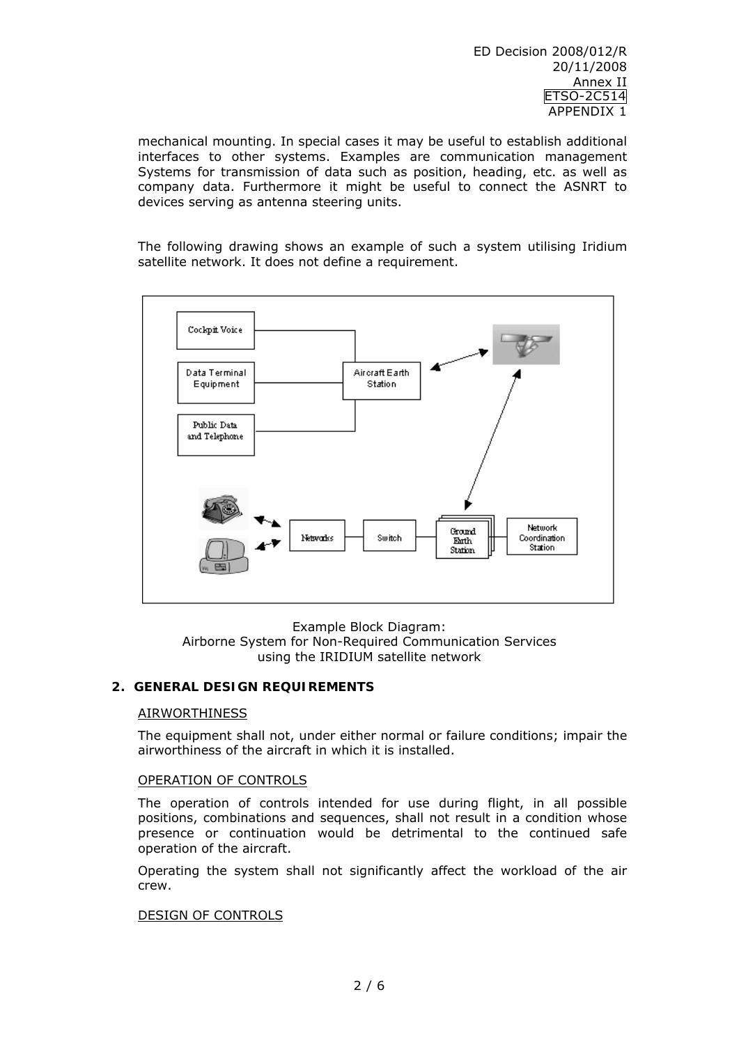mechanical mounting. In special cases it may be useful to establish additional interfaces to other systems. Examples are communication management Systems for transmission of data such as position, heading, etc. as well as company data. Furthermore it might be useful to connect the ASNRT to devices serving as antenna steering units.

The following drawing shows an example of such a system utilising Iridium satellite network. It does not define a requirement.

Example Block Diagram:
Airborne System for Non-Required Communication Services
using the IRIDIUM satellite network

## 2. GENERAL DESIGN REQUIREMENTS

AIRWORTHINESS

The equipment shall not, under either normal or failure conditions; impair the airworthiness of the aircraft in which it is installed.

OPERATION OF CONTROLS

The operation of controls intended for use during flight, in all possible positions, combinations and sequences, shall not result in a condition whose presence or continuation would be detrimental to the continued safe operation of the aircraft.

Operating the system shall not significantly affect the workload of the air crew.

DESIGN OF CONTROLS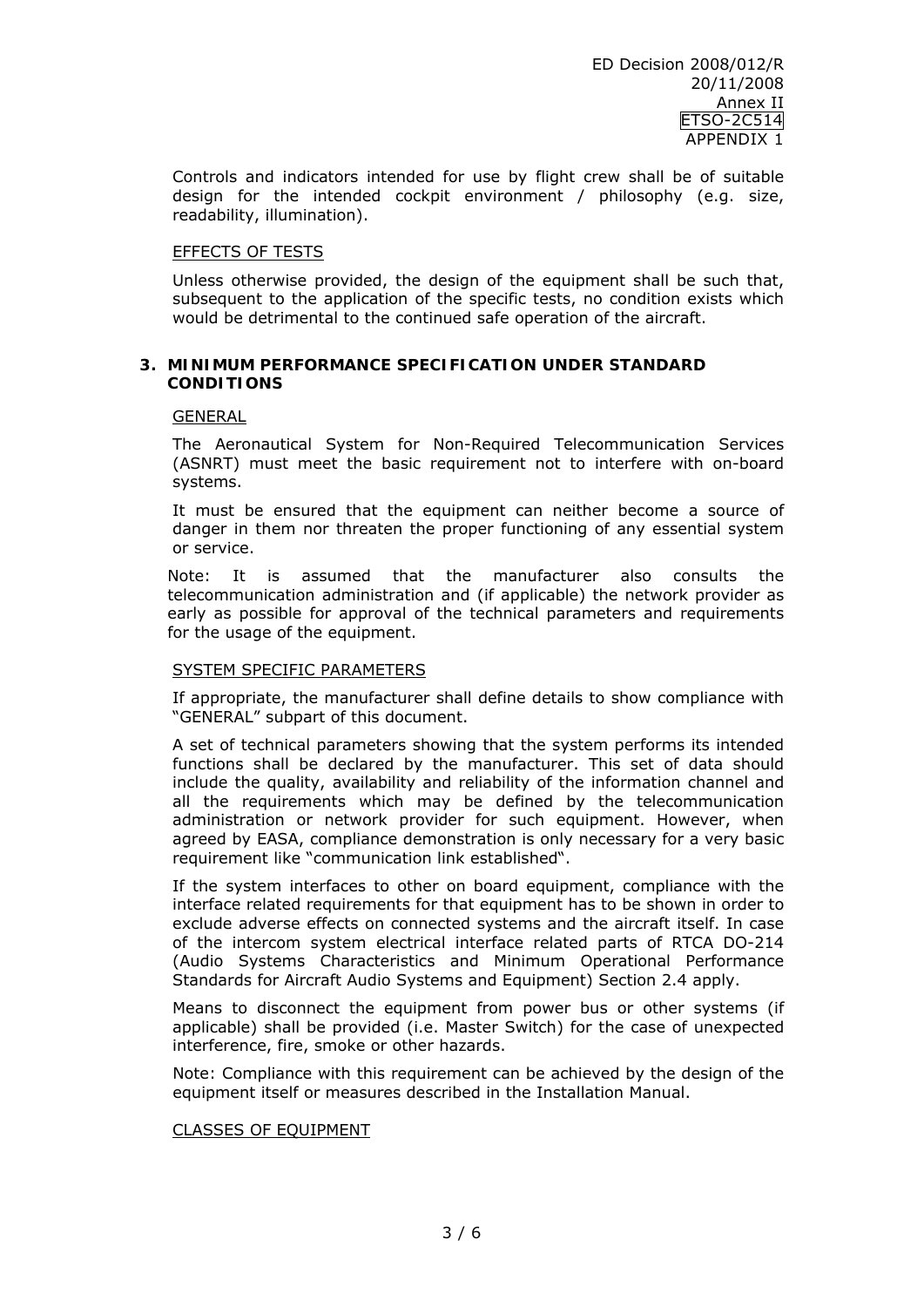Controls and indicators intended for use by flight crew shall be of suitable design for the intended cockpit environment / philosophy (e.g. size, readability, illumination).

EFFECTS OF TESTS

Unless otherwise provided, the design of the equipment shall be such that, subsequent to the application of the specific tests, no condition exists which would be detrimental to the continued safe operation of the aircraft.

## 3. MINIMUM PERFORMANCE SPECIFICATION UNDER STANDARD CONDITIONS

GENERAL

The Aeronautical System for Non-Required Telecommunication Services (ASNRT) must meet the basic requirement not to interfere with on-board systems.

It must be ensured that the equipment can neither become a source of danger in them nor threaten the proper functioning of any essential system or service.

Note: It is assumed that the manufacturer also consults the telecommunication administration and (if applicable) the network provider as early as possible for approval of the technical parameters and requirements for the usage of the equipment.

SYSTEM SPECIFIC PARAMETERS

If appropriate, the manufacturer shall define details to show compliance with "GENERAL" subpart of this document.

A set of technical parameters showing that the system performs its intended functions shall be declared by the manufacturer. This set of data should include the quality, availability and reliability of the information channel and all the requirements which may be defined by the telecommunication administration or network provider for such equipment. However, when agreed by EASA, compliance demonstration is only necessary for a very basic requirement like "communication link established".

If the system interfaces to other on board equipment, compliance with the interface related requirements for that equipment has to be shown in order to exclude adverse effects on connected systems and the aircraft itself. In case of the intercom system electrical interface related parts of RTCA DO-214 (Audio Systems Characteristics and Minimum Operational Performance Standards for Aircraft Audio Systems and Equipment) Section 2.4 apply.

Means to disconnect the equipment from power bus or other systems (if applicable) shall be provided (i.e. Master Switch) for the case of unexpected interference, fire, smoke or other hazards.

Note: Compliance with this requirement can be achieved by the design of the equipment itself or measures described in the Installation Manual.

CLASSES OF EQUIPMENT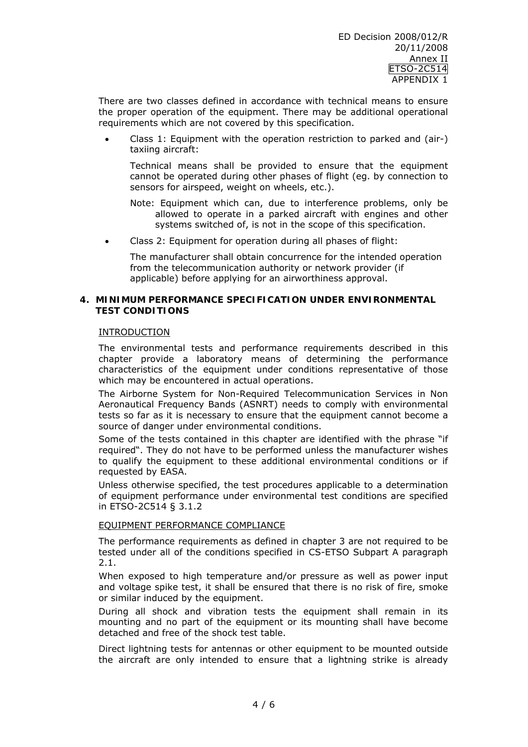There are two classes defined in accordance with technical means to ensure the proper operation of the equipment. There may be additional operational requirements which are not covered by this specification.

- Class 1: Equipment with the operation restriction to parked and (air-) taxiing aircraft:

  Technical means shall be provided to ensure that the equipment cannot be operated during other phases of flight (eg. by connection to sensors for airspeed, weight on wheels, etc.).

  Note: Equipment which can, due to interference problems, only be allowed to operate in a parked aircraft with engines and other systems switched of, is not in the scope of this specification.

- Class 2: Equipment for operation during all phases of flight:

  The manufacturer shall obtain concurrence for the intended operation from the telecommunication authority or network provider (if applicable) before applying for an airworthiness approval.

## 4. MINIMUM PERFORMANCE SPECIFICATION UNDER ENVIRONMENTAL TEST CONDITIONS

INTRODUCTION

The environmental tests and performance requirements described in this chapter provide a laboratory means of determining the performance characteristics of the equipment under conditions representative of those which may be encountered in actual operations.

The Airborne System for Non-Required Telecommunication Services in Non Aeronautical Frequency Bands (ASNRT) needs to comply with environmental tests so far as it is necessary to ensure that the equipment cannot become a source of danger under environmental conditions.

Some of the tests contained in this chapter are identified with the phrase "if required". They do not have to be performed unless the manufacturer wishes to qualify the equipment to these additional environmental conditions or if requested by EASA.

Unless otherwise specified, the test procedures applicable to a determination of equipment performance under environmental test conditions are specified in ETSO-2C514 § 3.1.2

EQUIPMENT PERFORMANCE COMPLIANCE

The performance requirements as defined in chapter 3 are not required to be tested under all of the conditions specified in CS-ETSO Subpart A paragraph 2.1.

When exposed to high temperature and/or pressure as well as power input and voltage spike test, it shall be ensured that there is no risk of fire, smoke or similar induced by the equipment.

During all shock and vibration tests the equipment shall remain in its mounting and no part of the equipment or its mounting shall have become detached and free of the shock test table.

Direct lightning tests for antennas or other equipment to be mounted outside the aircraft are only intended to ensure that a lightning strike is already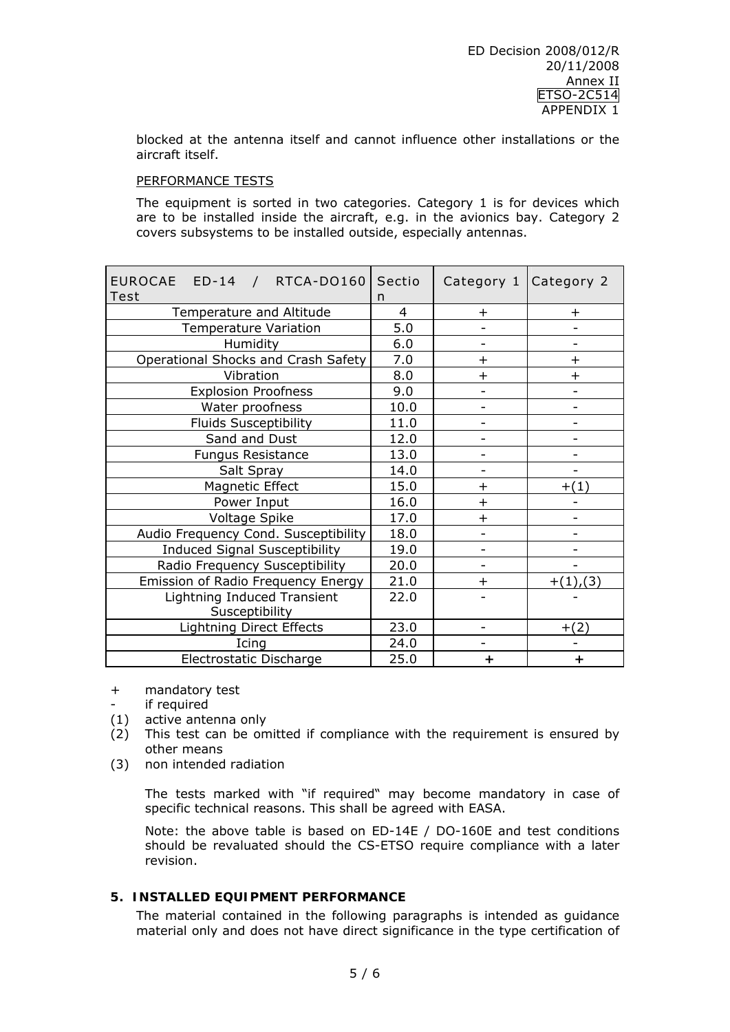blocked at the antenna itself and cannot influence other installations or the aircraft itself.

PERFORMANCE TESTS

The equipment is sorted in two categories. Category 1 is for devices which are to be installed inside the aircraft, e.g. in the avionics bay. Category 2 covers subsystems to be installed outside, especially antennas.

| EUROCAE ED-14 / RTCA-DO160 Test | Section | Category 1 | Category 2 |
|---|---|---|---|
| Temperature and Altitude | 4 | + | + |
| Temperature Variation | 5.0 | - | - |
| Humidity | 6.0 | - | - |
| Operational Shocks and Crash Safety | 7.0 | + | + |
| Vibration | 8.0 | + | + |
| Explosion Proofness | 9.0 | - | - |
| Water proofness | 10.0 | - | - |
| Fluids Susceptibility | 11.0 | - | - |
| Sand and Dust | 12.0 | - | - |
| Fungus Resistance | 13.0 | - | - |
| Salt Spray | 14.0 | - | - |
| Magnetic Effect | 15.0 | + | +(1) |
| Power Input | 16.0 | + | - |
| Voltage Spike | 17.0 | + | - |
| Audio Frequency Cond. Susceptibility | 18.0 | - | - |
| Induced Signal Susceptibility | 19.0 | - | - |
| Radio Frequency Susceptibility | 20.0 | - | - |
| Emission of Radio Frequency Energy | 21.0 | + | +(1),(3) |
| Lightning Induced Transient Susceptibility | 22.0 | - | - |
| Lightning Direct Effects | 23.0 | - | +(2) |
| Icing | 24.0 | - | - |
| Electrostatic Discharge | 25.0 | **+** | **+** |

\+ mandatory test

\- if required

(1) active antenna only

(2) This test can be omitted if compliance with the requirement is ensured by other means

(3) non intended radiation

The tests marked with "if required" may become mandatory in case of specific technical reasons. This shall be agreed with EASA.

Note: the above table is based on ED-14E / DO-160E and test conditions should be revaluated should the CS-ETSO require compliance with a later revision.

## 5. INSTALLED EQUIPMENT PERFORMANCE

The material contained in the following paragraphs is intended as guidance material only and does not have direct significance in the type certification of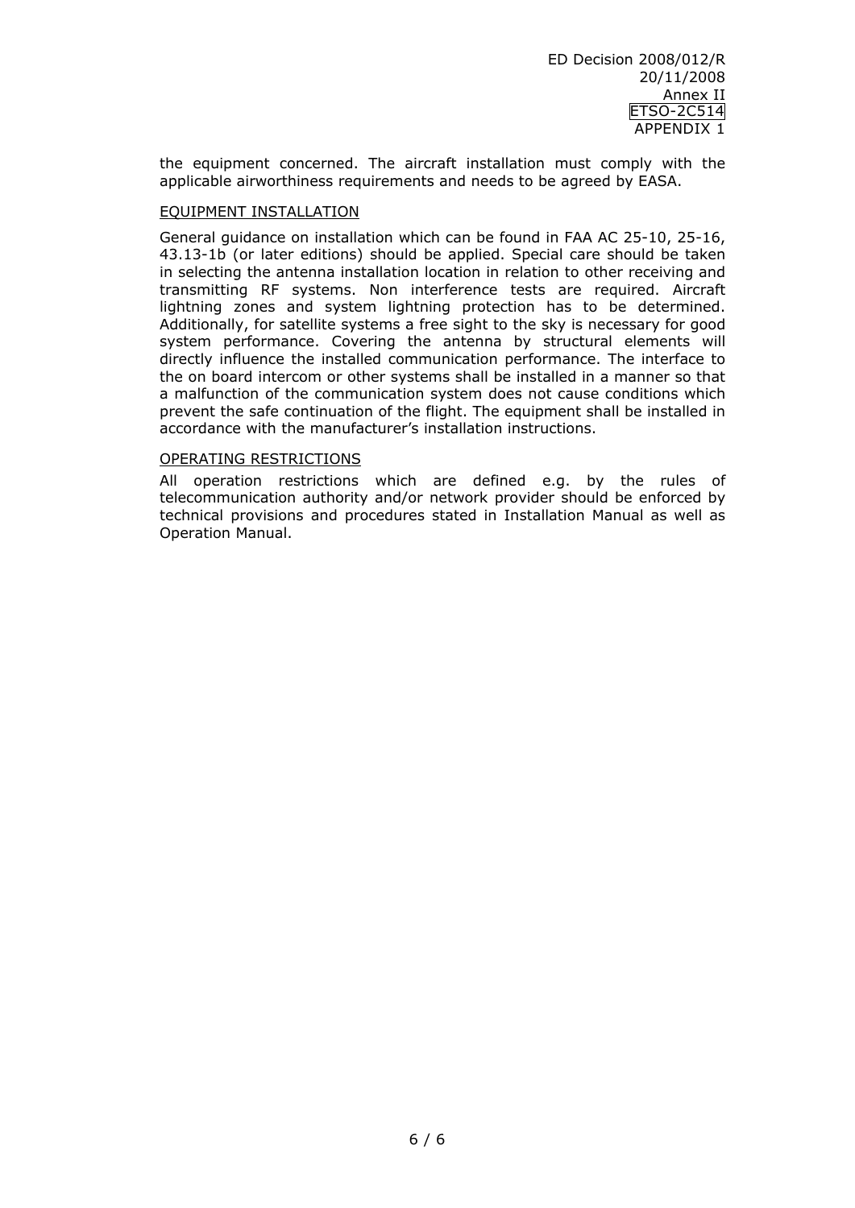the equipment concerned. The aircraft installation must comply with the applicable airworthiness requirements and needs to be agreed by EASA.

## EQUIPMENT INSTALLATION

General guidance on installation which can be found in FAA AC 25-10, 25-16, 43.13-1b (or later editions) should be applied. Special care should be taken in selecting the antenna installation location in relation to other receiving and transmitting RF systems. Non interference tests are required. Aircraft lightning zones and system lightning protection has to be determined. Additionally, for satellite systems a free sight to the sky is necessary for good system performance. Covering the antenna by structural elements will directly influence the installed communication performance. The interface to the on board intercom or other systems shall be installed in a manner so that a malfunction of the communication system does not cause conditions which prevent the safe continuation of the flight. The equipment shall be installed in accordance with the manufacturer's installation instructions.

## OPERATING RESTRICTIONS

All operation restrictions which are defined e.g. by the rules of telecommunication authority and/or network provider should be enforced by technical provisions and procedures stated in Installation Manual as well as Operation Manual.